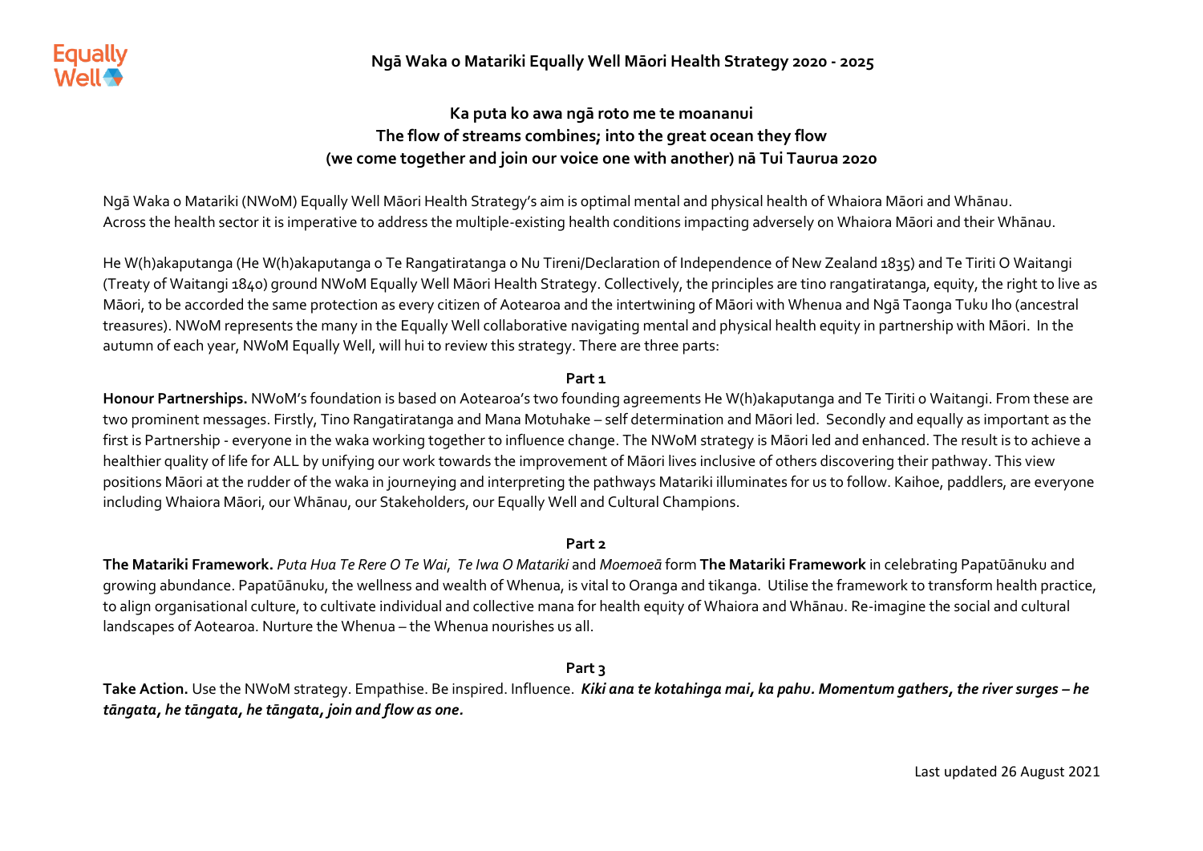Equally Well

# Ngā Waka o Matariki Equally Well Māori Health Strategy 2020 - 2025

**Ka puta ko awa ngā roto me te moananui**
**The flow of streams combines; into the great ocean they flow**
**(we come together and join our voice one with another) nā Tui Taurua 2020**

Ngā Waka o Matariki (NWoM) Equally Well Māori Health Strategy's aim is optimal mental and physical health of Whaiora Māori and Whānau. Across the health sector it is imperative to address the multiple-existing health conditions impacting adversely on Whaiora Māori and their Whānau.

He W(h)akaputanga (He W(h)akaputanga o Te Rangatiratanga o Nu Tireni/Declaration of Independence of New Zealand 1835) and Te Tiriti O Waitangi (Treaty of Waitangi 1840) ground NWoM Equally Well Māori Health Strategy. Collectively, the principles are tino rangatiratanga, equity, the right to live as Māori, to be accorded the same protection as every citizen of Aotearoa and the intertwining of Māori with Whenua and Ngā Taonga Tuku Iho (ancestral treasures). NWoM represents the many in the Equally Well collaborative navigating mental and physical health equity in partnership with Māori. In the autumn of each year, NWoM Equally Well, will hui to review this strategy. There are three parts:

## Part 1

**Honour Partnerships.** NWoM's foundation is based on Aotearoa's two founding agreements He W(h)akaputanga and Te Tiriti o Waitangi. From these are two prominent messages. Firstly, Tino Rangatiratanga and Mana Motuhake – self determination and Māori led. Secondly and equally as important as the first is Partnership - everyone in the waka working together to influence change. The NWoM strategy is Māori led and enhanced. The result is to achieve a healthier quality of life for ALL by unifying our work towards the improvement of Māori lives inclusive of others discovering their pathway. This view positions Māori at the rudder of the waka in journeying and interpreting the pathways Matariki illuminates for us to follow. Kaihoe, paddlers, are everyone including Whaiora Māori, our Whānau, our Stakeholders, our Equally Well and Cultural Champions.

## Part 2

**The Matariki Framework.** *Puta Hua Te Rere O Te Wai*, *Te Iwa O Matariki* and *Moemoeā* form **The Matariki Framework** in celebrating Papatūānuku and growing abundance. Papatūānuku, the wellness and wealth of Whenua, is vital to Oranga and tikanga. Utilise the framework to transform health practice, to align organisational culture, to cultivate individual and collective mana for health equity of Whaiora and Whānau. Re-imagine the social and cultural landscapes of Aotearoa. Nurture the Whenua – the Whenua nourishes us all.

## Part 3

**Take Action.** Use the NWoM strategy. Empathise. Be inspired. Influence. ***Kiki ana te kotahinga mai, ka pahu. Momentum gathers, the river surges – he tāngata, he tāngata, he tāngata, join and flow as one.***

Last updated 26 August 2021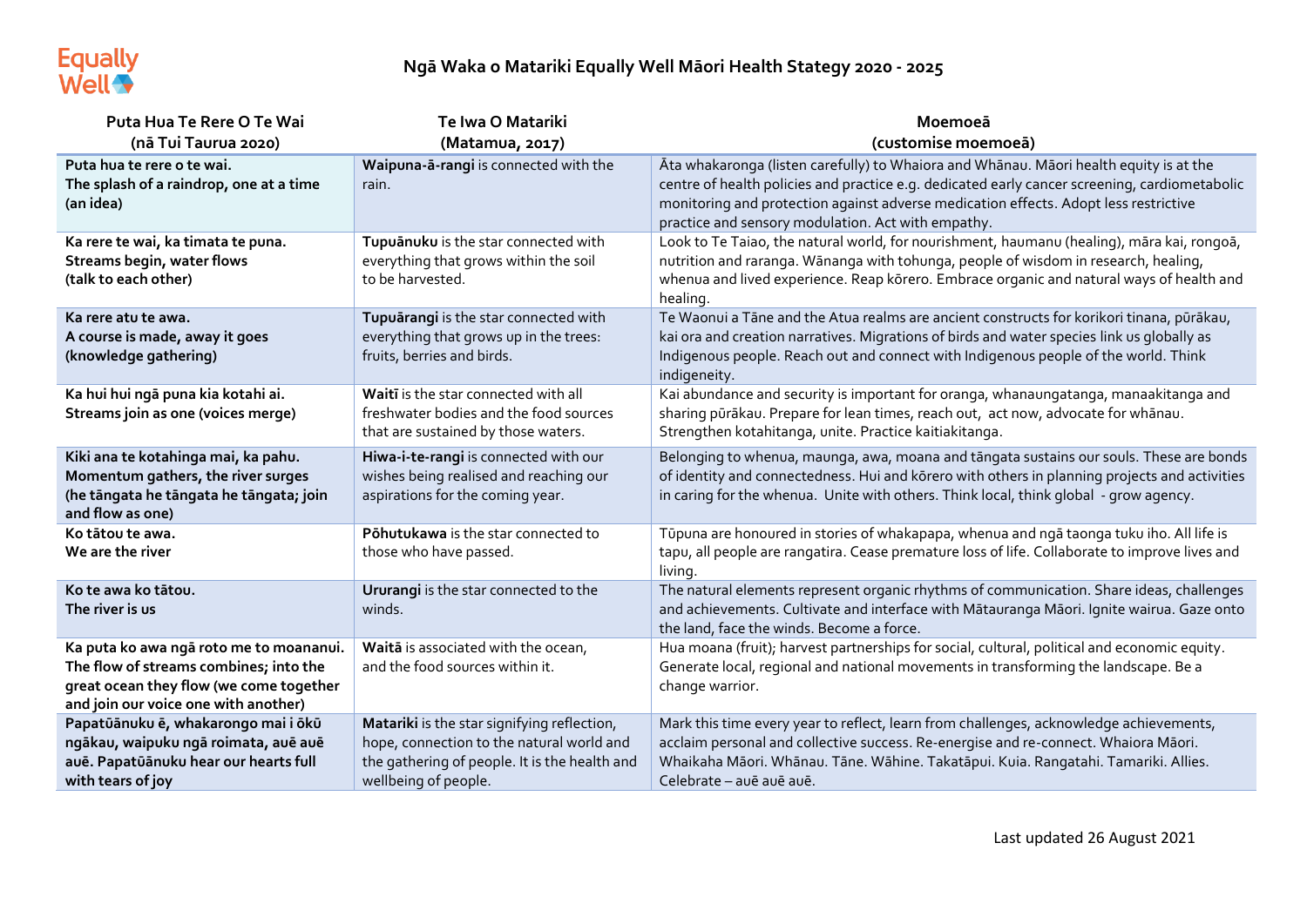# Ngā Waka o Matariki Equally Well Māori Health Stategy 2020 - 2025

| Puta Hua Te Rere O Te Wai (nā Tui Taurua 2020) | Te Iwa O Matariki (Matamua, 2017) | Moemoeā (customise moemoeā) |
|---|---|---|
| **Puta hua te rere o te wai. The splash of a raindrop, one at a time (an idea)** | **Waipuna-ā-rangi** is connected with the rain. | Āta whakaronga (listen carefully) to Whaiora and Whānau. Māori health equity is at the centre of health policies and practice e.g. dedicated early cancer screening, cardiometabolic monitoring and protection against adverse medication effects. Adopt less restrictive practice and sensory modulation. Act with empathy. |
| **Ka rere te wai, ka timata te puna. Streams begin, water flows (talk to each other)** | **Tupuānuku** is the star connected with everything that grows within the soil to be harvested. | Look to Te Taiao, the natural world, for nourishment, haumanu (healing), māra kai, rongoā, nutrition and raranga. Wānanga with tohunga, people of wisdom in research, healing, whenua and lived experience. Reap kōrero. Embrace organic and natural ways of health and healing. |
| **Ka rere atu te awa. A course is made, away it goes (knowledge gathering)** | **Tupuārangi** is the star connected with everything that grows up in the trees: fruits, berries and birds. | Te Waonui a Tāne and the Atua realms are ancient constructs for korikori tinana, pūrākau, kai ora and creation narratives. Migrations of birds and water species link us globally as Indigenous people. Reach out and connect with Indigenous people of the world. Think indigeneity. |
| **Ka hui hui ngā puna kia kotahi ai. Streams join as one (voices merge)** | **Waitī** is the star connected with all freshwater bodies and the food sources that are sustained by those waters. | Kai abundance and security is important for oranga, whanaungatanga, manaakitanga and sharing pūrākau. Prepare for lean times, reach out, act now, advocate for whānau. Strengthen kotahitanga, unite. Practice kaitiakitanga. |
| **Kiki ana te kotahinga mai, ka pahu. Momentum gathers, the river surges (he tāngata he tāngata he tāngata; join and flow as one)** | **Hiwa-i-te-rangi** is connected with our wishes being realised and reaching our aspirations for the coming year. | Belonging to whenua, maunga, awa, moana and tāngata sustains our souls. These are bonds of identity and connectedness. Hui and kōrero with others in planning projects and activities in caring for the whenua. Unite with others. Think local, think global - grow agency. |
| **Ko tātou te awa. We are the river** | **Pōhutukawa** is the star connected to those who have passed. | Tūpuna are honoured in stories of whakapapa, whenua and ngā taonga tuku iho. All life is tapu, all people are rangatira. Cease premature loss of life. Collaborate to improve lives and living. |
| **Ko te awa ko tātou. The river is us** | **Ururangi** is the star connected to the winds. | The natural elements represent organic rhythms of communication. Share ideas, challenges and achievements. Cultivate and interface with Mātauranga Māori. Ignite wairua. Gaze onto the land, face the winds. Become a force. |
| **Ka puta ko awa ngā roto me to moananui. The flow of streams combines; into the great ocean they flow (we come together and join our voice one with another)** | **Waitā** is associated with the ocean, and the food sources within it. | Hua moana (fruit); harvest partnerships for social, cultural, political and economic equity. Generate local, regional and national movements in transforming the landscape. Be a change warrior. |
| **Papatūānuku ē, whakarongo mai i ōkū ngākau, waipuku ngā roimata, auē auē auē. Papatūānuku hear our hearts full with tears of joy** | **Matariki** is the star signifying reflection, hope, connection to the natural world and the gathering of people. It is the health and wellbeing of people. | Mark this time every year to reflect, learn from challenges, acknowledge achievements, acclaim personal and collective success. Re-energise and re-connect. Whaiora Māori. Whaikaha Māori. Whānau. Tāne. Wāhine. Takatāpui. Kuia. Rangatahi. Tamariki. Allies. Celebrate – auē auē auē. |

Last updated 26 August 2021